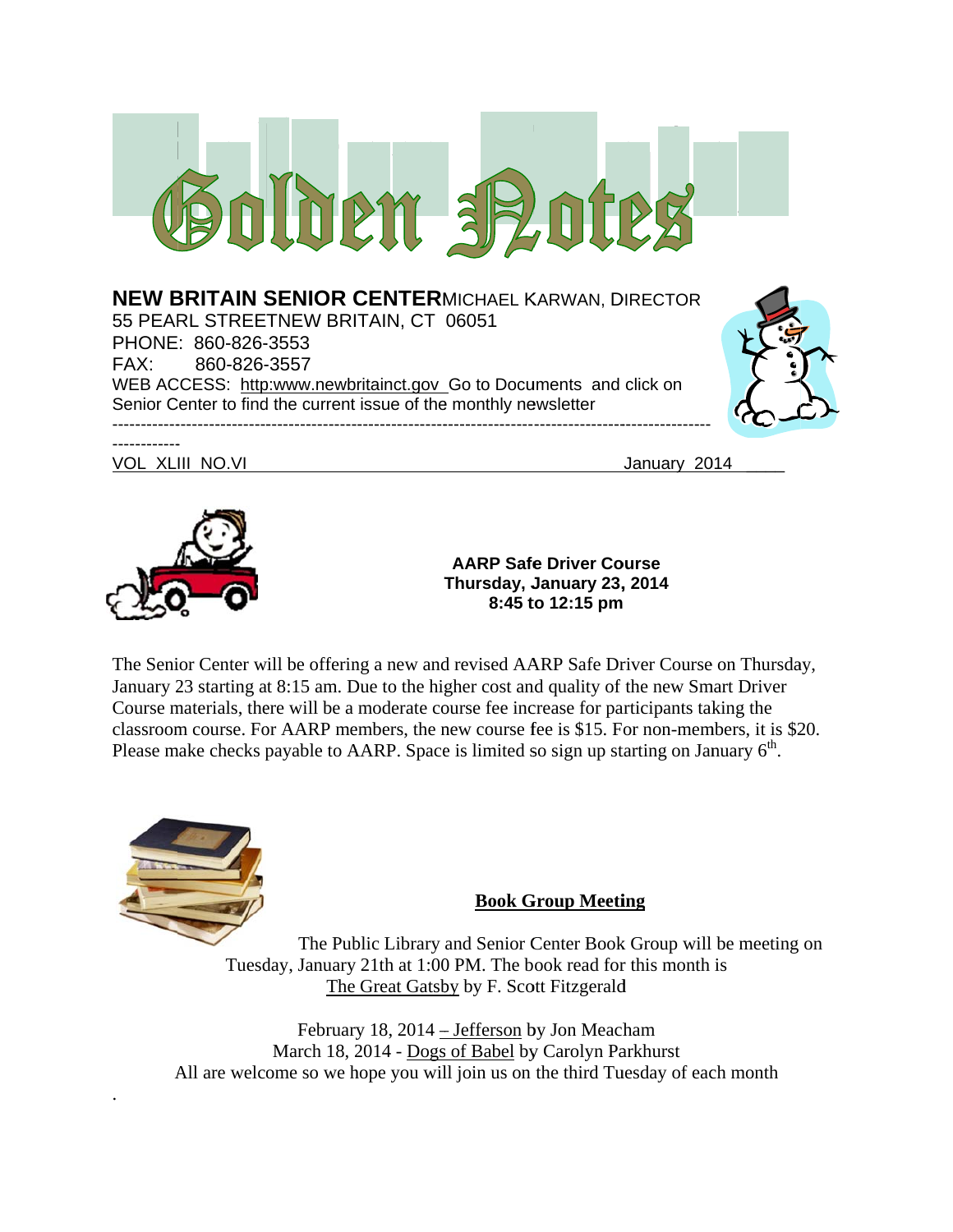# Golden Notes

**NEW BRITAIN SENIOR CENTER** MICHAEL KARWAN, DIRECTOR
55 PEARL STREET NEW BRITAIN, CT 06051
PHONE: 860-826-3553
FAX: 860-826-3557
WEB ACCESS: http:www.newbritainct.gov Go to Documents and click on Senior Center to find the current issue of the monthly newsletter

---

VOL XLIII NO.VI January 2014

**AARP Safe Driver Course**
**Thursday, January 23, 2014**
**8:45 to 12:15 pm**

The Senior Center will be offering a new and revised AARP Safe Driver Course on Thursday, January 23 starting at 8:15 am. Due to the higher cost and quality of the new Smart Driver Course materials, there will be a moderate course fee increase for participants taking the classroom course. For AARP members, the new course fee is $15. For non-members, it is $20. Please make checks payable to AARP. Space is limited so sign up starting on January 6th.

**Book Group Meeting**

The Public Library and Senior Center Book Group will be meeting on Tuesday, January 21th at 1:00 PM. The book read for this month is The Great Gatsby by F. Scott Fitzgerald

February 18, 2014 – Jefferson by Jon Meacham
March 18, 2014 - Dogs of Babel by Carolyn Parkhurst
All are welcome so we hope you will join us on the third Tuesday of each month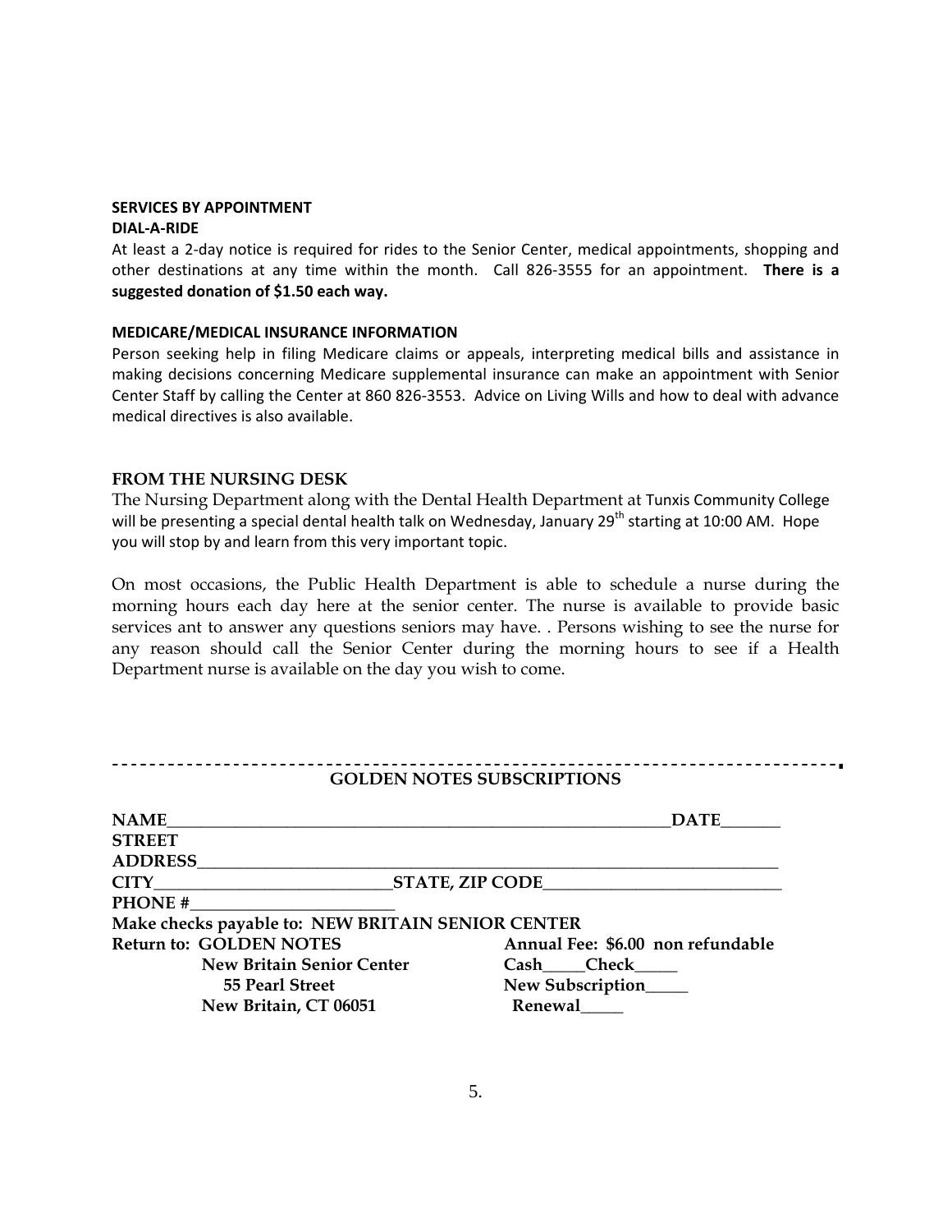**SERVICES BY APPOINTMENT**

**DIAL-A-RIDE**

At least a 2-day notice is required for rides to the Senior Center, medical appointments, shopping and other destinations at any time within the month. Call 826-3555 for an appointment. **There is a suggested donation of $1.50 each way.**

**MEDICARE/MEDICAL INSURANCE INFORMATION**

Person seeking help in filing Medicare claims or appeals, interpreting medical bills and assistance in making decisions concerning Medicare supplemental insurance can make an appointment with Senior Center Staff by calling the Center at 860 826-3553. Advice on Living Wills and how to deal with advance medical directives is also available.

**FROM THE NURSING DESK**

The Nursing Department along with the Dental Health Department at Tunxis Community College will be presenting a special dental health talk on Wednesday, January 29th starting at 10:00 AM. Hope you will stop by and learn from this very important topic.

On most occasions, the Public Health Department is able to schedule a nurse during the morning hours each day here at the senior center. The nurse is available to provide basic services ant to answer any questions seniors may have. . Persons wishing to see the nurse for any reason should call the Senior Center during the morning hours to see if a Health Department nurse is available on the day you wish to come.

---

**GOLDEN NOTES SUBSCRIPTIONS**

**NAME**_______________________________________________ **DATE**_______

**STREET ADDRESS**_______________________________________________

**CITY**_____________________ **STATE, ZIP CODE**_____________________

**PHONE #**___________________

**Make checks payable to: NEW BRITAIN SENIOR CENTER**

**Return to: GOLDEN NOTES**
**New Britain Senior Center**
**55 Pearl Street**
**New Britain, CT 06051**

**Annual Fee: $6.00 non refundable**
**Cash_____Check_____**
**New Subscription_____**
**Renewal_____**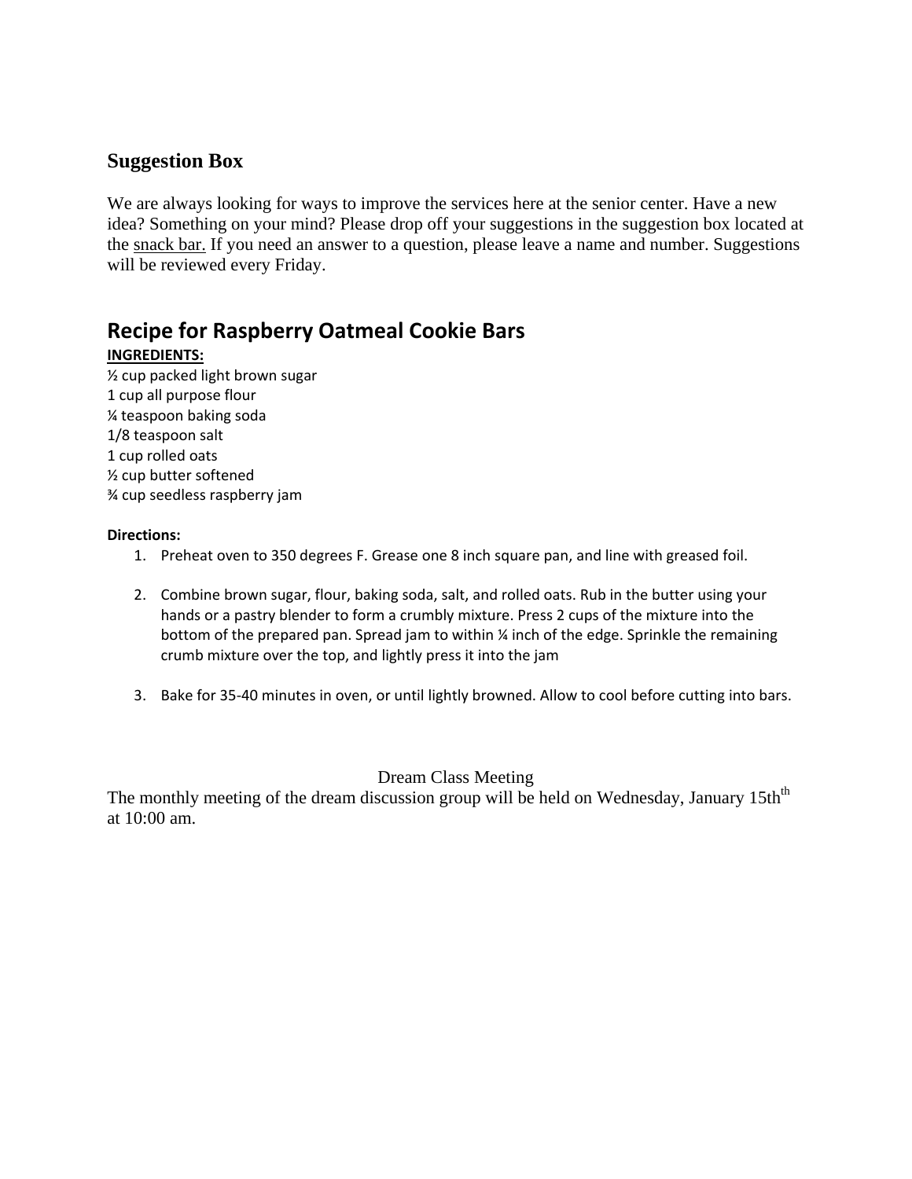## Suggestion Box

We are always looking for ways to improve the services here at the senior center. Have a new idea? Something on your mind? Please drop off your suggestions in the suggestion box located at the snack bar. If you need an answer to a question, please leave a name and number. Suggestions will be reviewed every Friday.

## Recipe for Raspberry Oatmeal Cookie Bars

**INGREDIENTS:**

½ cup packed light brown sugar
1 cup all purpose flour
¼ teaspoon baking soda
1/8 teaspoon salt
1 cup rolled oats
½ cup butter softened
¾ cup seedless raspberry jam

**Directions:**

1. Preheat oven to 350 degrees F. Grease one 8 inch square pan, and line with greased foil.

2. Combine brown sugar, flour, baking soda, salt, and rolled oats. Rub in the butter using your hands or a pastry blender to form a crumbly mixture. Press 2 cups of the mixture into the bottom of the prepared pan. Spread jam to within ¼ inch of the edge. Sprinkle the remaining crumb mixture over the top, and lightly press it into the jam

3. Bake for 35-40 minutes in oven, or until lightly browned. Allow to cool before cutting into bars.

Dream Class Meeting

The monthly meeting of the dream discussion group will be held on Wednesday, January 15th th at 10:00 am.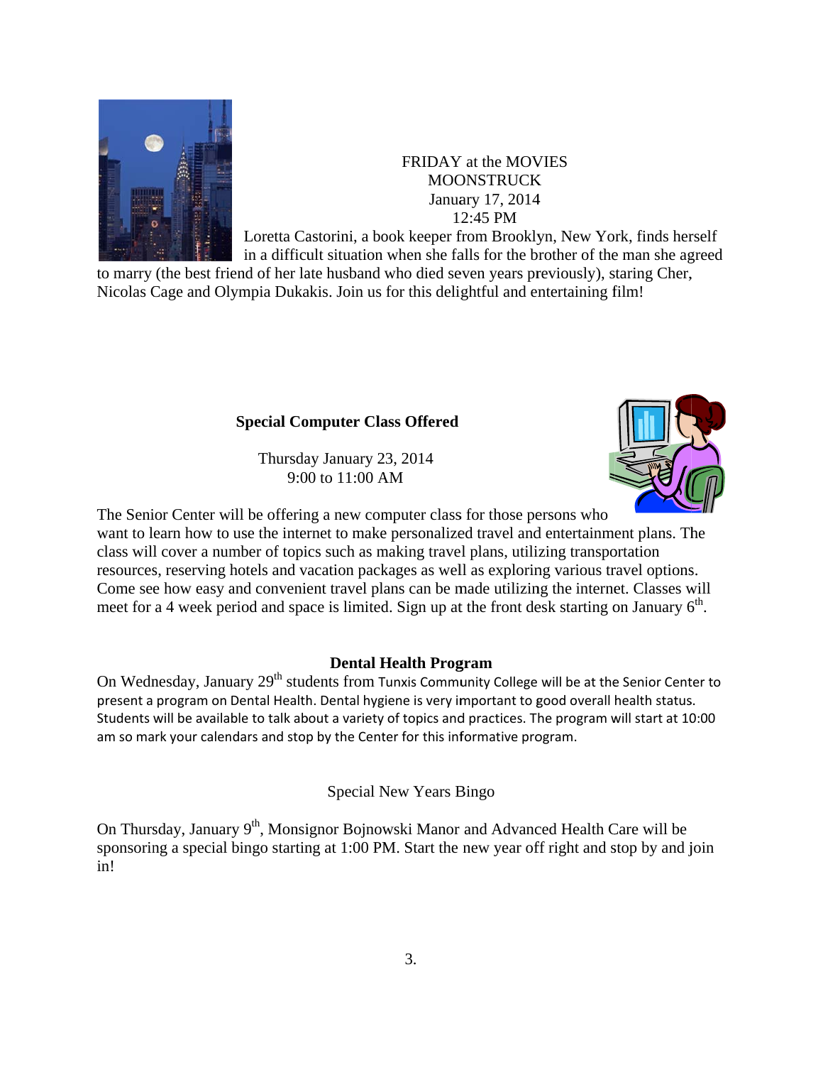FRIDAY at the MOVIES
MOONSTRUCK
January 17, 2014
12:45 PM

Loretta Castorini, a book keeper from Brooklyn, New York, finds herself in a difficult situation when she falls for the brother of the man she agreed to marry (the best friend of her late husband who died seven years previously), staring Cher, Nicolas Cage and Olympia Dukakis. Join us for this delightful and entertaining film!

**Special Computer Class Offered**

Thursday January 23, 2014
9:00 to 11:00 AM

The Senior Center will be offering a new computer class for those persons who want to learn how to use the internet to make personalized travel and entertainment plans. The class will cover a number of topics such as making travel plans, utilizing transportation resources, reserving hotels and vacation packages as well as exploring various travel options. Come see how easy and convenient travel plans can be made utilizing the internet. Classes will meet for a 4 week period and space is limited. Sign up at the front desk starting on January 6th.

**Dental Health Program**

On Wednesday, January 29th students from Tunxis Community College will be at the Senior Center to present a program on Dental Health. Dental hygiene is very important to good overall health status. Students will be available to talk about a variety of topics and practices. The program will start at 10:00 am so mark your calendars and stop by the Center for this informative program.

Special New Years Bingo

On Thursday, January 9th, Monsignor Bojnowski Manor and Advanced Health Care will be sponsoring a special bingo starting at 1:00 PM. Start the new year off right and stop by and join in!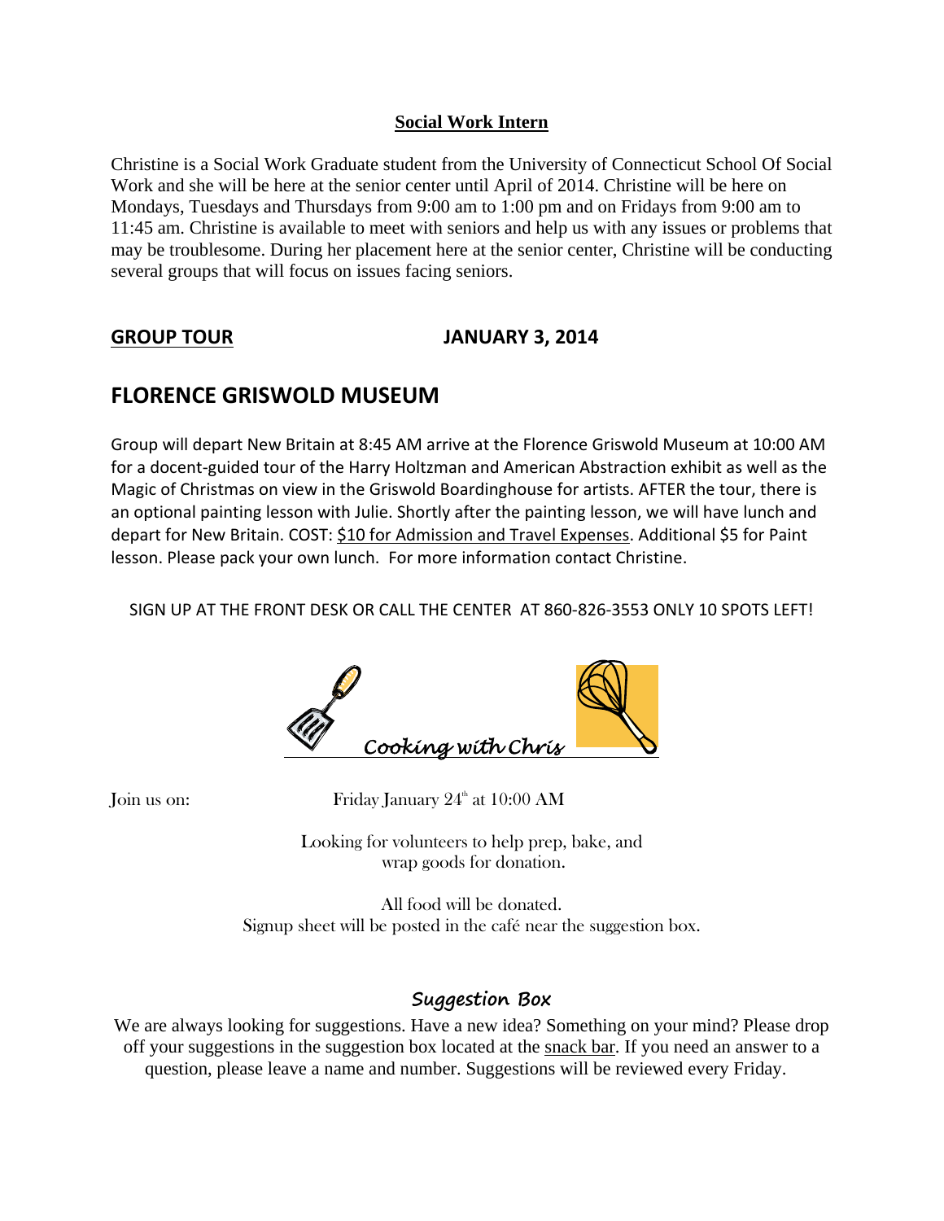## Social Work Intern

Christine is a Social Work Graduate student from the University of Connecticut School Of Social Work and she will be here at the senior center until April of 2014. Christine will be here on Mondays, Tuesdays and Thursdays from 9:00 am to 1:00 pm and on Fridays from 9:00 am to 11:45 am. Christine is available to meet with seniors and help us with any issues or problems that may be troublesome. During her placement here at the senior center, Christine will be conducting several groups that will focus on issues facing seniors.

**GROUP TOUR** **JANUARY 3, 2014**

## FLORENCE GRISWOLD MUSEUM

Group will depart New Britain at 8:45 AM arrive at the Florence Griswold Museum at 10:00 AM for a docent-guided tour of the Harry Holtzman and American Abstraction exhibit as well as the Magic of Christmas on view in the Griswold Boardinghouse for artists. AFTER the tour, there is an optional painting lesson with Julie. Shortly after the painting lesson, we will have lunch and depart for New Britain. COST: $10 for Admission and Travel Expenses. Additional $5 for Paint lesson. Please pack your own lunch. For more information contact Christine.

SIGN UP AT THE FRONT DESK OR CALL THE CENTER AT 860-826-3553 ONLY 10 SPOTS LEFT!

## *Cooking with Chris*

Join us on: Friday January 24th at 10:00 AM

Looking for volunteers to help prep, bake, and wrap goods for donation.

All food will be donated.
Signup sheet will be posted in the café near the suggestion box.

## Suggestion Box

We are always looking for suggestions. Have a new idea? Something on your mind? Please drop off your suggestions in the suggestion box located at the snack bar. If you need an answer to a question, please leave a name and number. Suggestions will be reviewed every Friday.